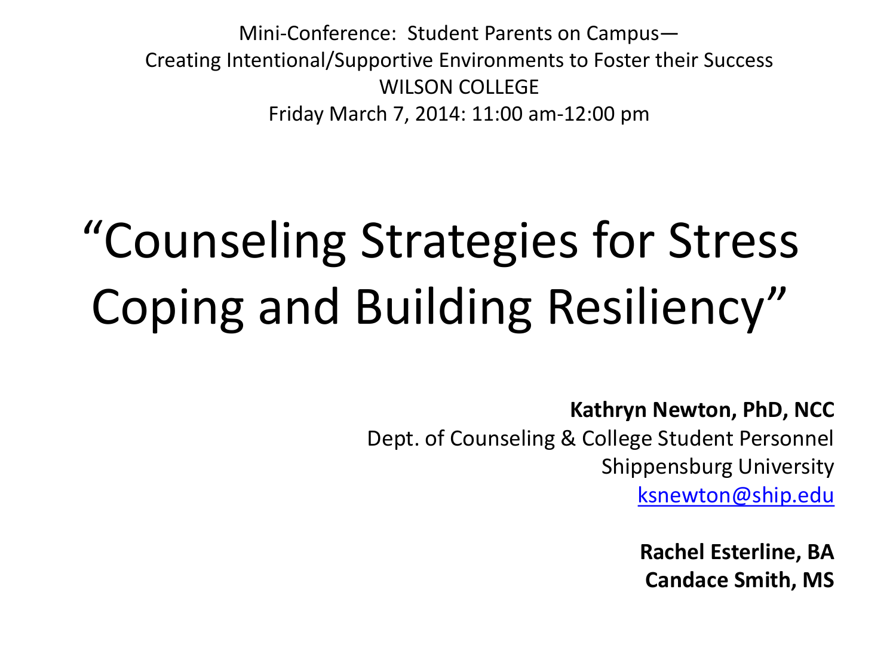Mini-Conference: Student Parents on Campus—
Creating Intentional/Supportive Environments to Foster their Success
WILSON COLLEGE
Friday March 7, 2014: 11:00 am-12:00 pm

# "Counseling Strategies for Stress Coping and Building Resiliency"

**Kathryn Newton, PhD, NCC**
Dept. of Counseling & College Student Personnel
Shippensburg University
ksnewton@ship.edu

**Rachel Esterline, BA**
**Candace Smith, MS**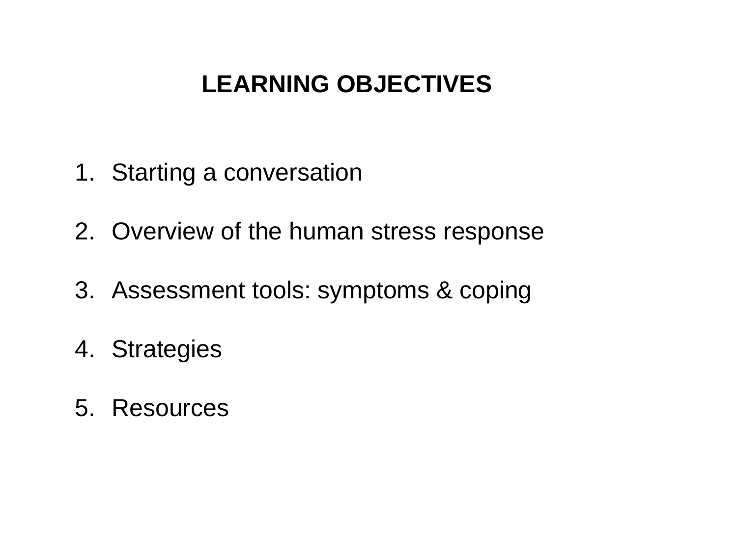## LEARNING OBJECTIVES

1. Starting a conversation
2. Overview of the human stress response
3. Assessment tools: symptoms & coping
4. Strategies
5. Resources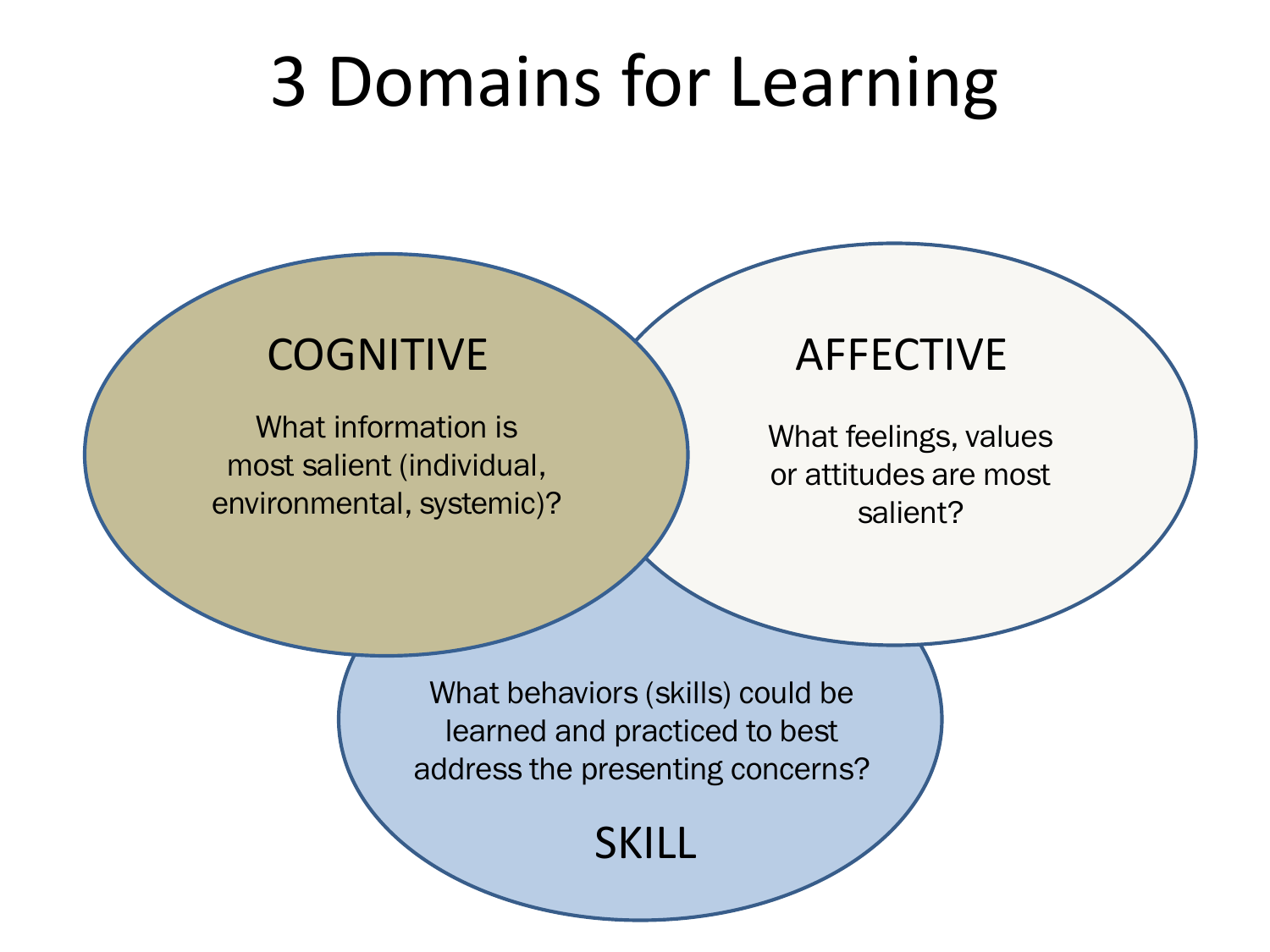# 3 Domains for Learning

## COGNITIVE

What information is most salient (individual, environmental, systemic)?

## AFFECTIVE

What feelings, values or attitudes are most salient?

## SKILL

What behaviors (skills) could be learned and practiced to best address the presenting concerns?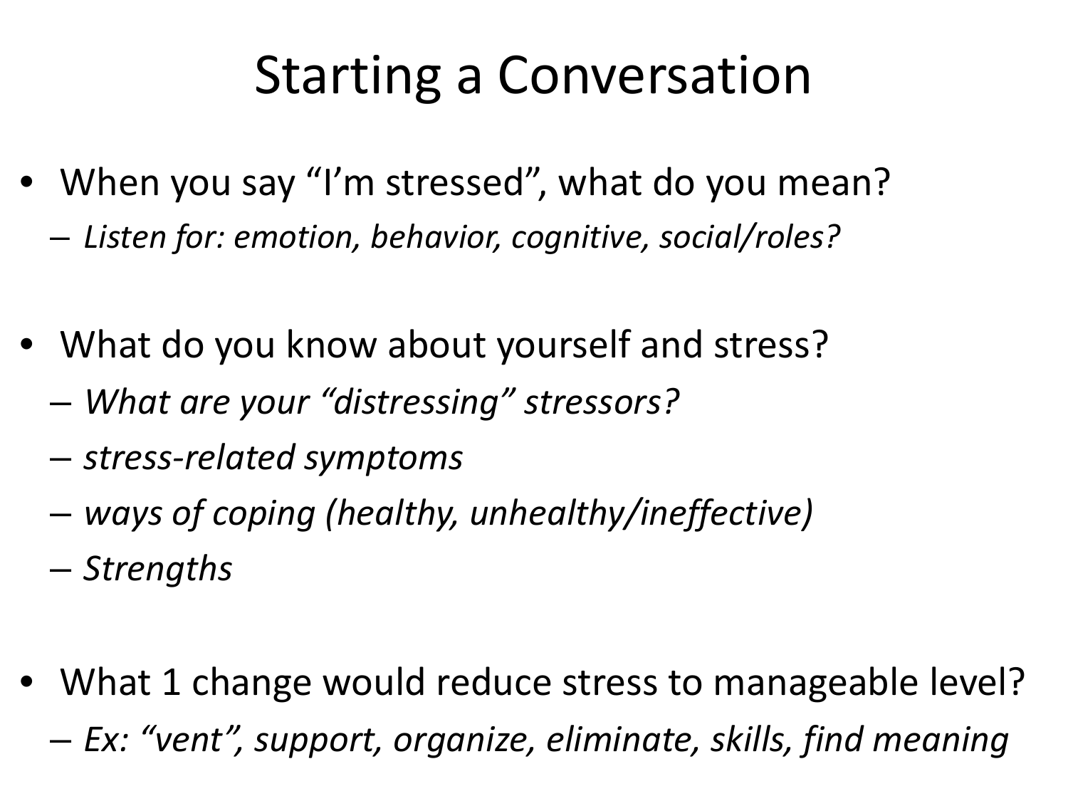# Starting a Conversation

- When you say "I'm stressed", what do you mean?
  - *Listen for: emotion, behavior, cognitive, social/roles?*

- What do you know about yourself and stress?
  - *What are your "distressing" stressors?*
  - *stress-related symptoms*
  - *ways of coping (healthy, unhealthy/ineffective)*
  - *Strengths*

- What 1 change would reduce stress to manageable level?
  - *Ex: "vent", support, organize, eliminate, skills, find meaning*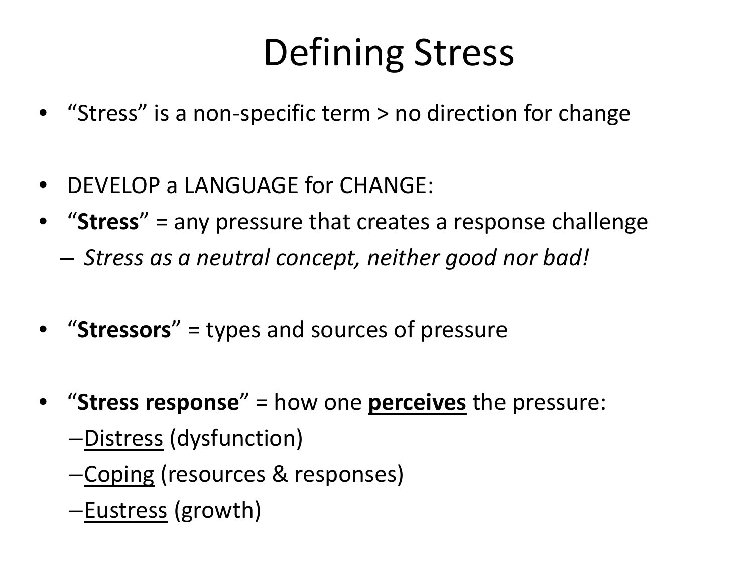# Defining Stress

- "Stress" is a non-specific term > no direction for change

- DEVELOP a LANGUAGE for CHANGE:
- "**Stress**" = any pressure that creates a response challenge
  - *Stress as a neutral concept, neither good nor bad!*

- "**Stressors**" = types and sources of pressure

- "**Stress response**" = how one **<u>perceives</u>** the pressure:
  - <u>Distress</u> (dysfunction)
  - <u>Coping</u> (resources & responses)
  - <u>Eustress</u> (growth)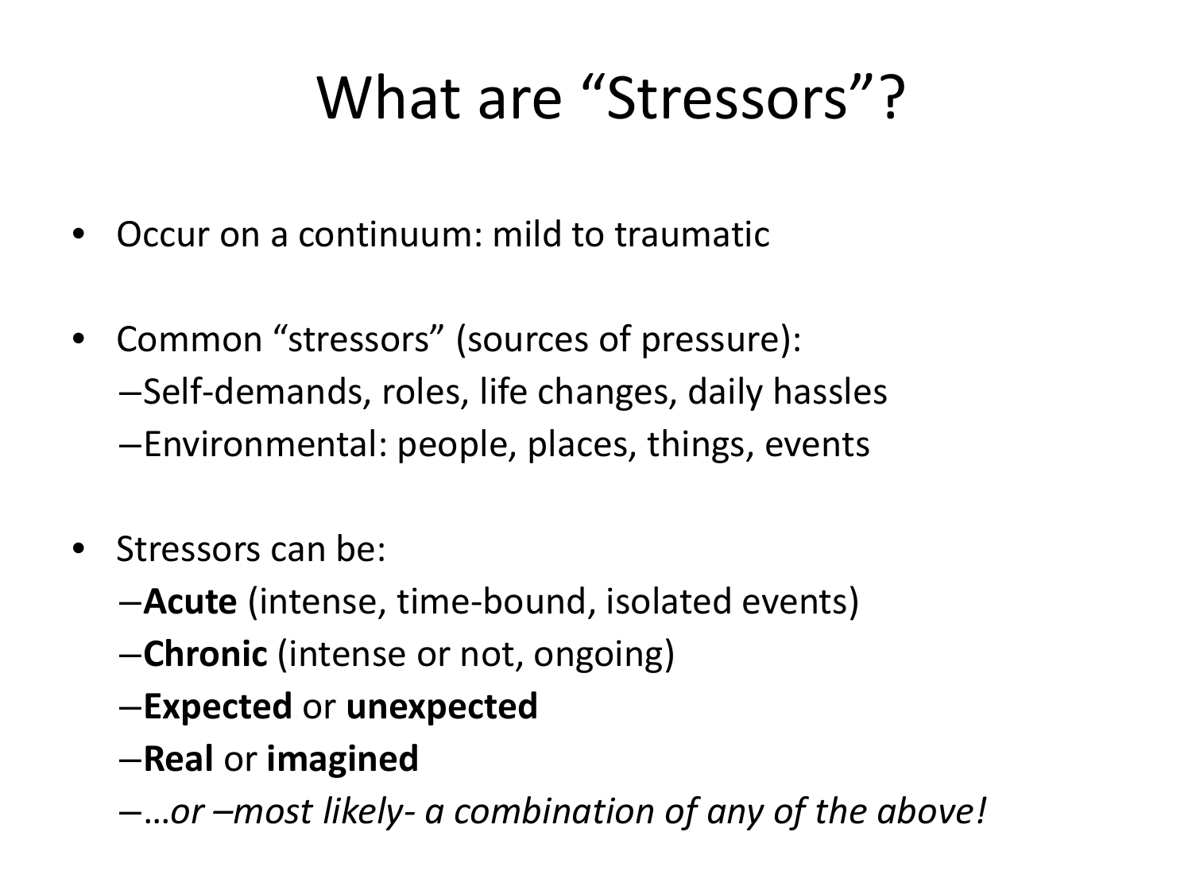# What are "Stressors"?

- Occur on a continuum: mild to traumatic

- Common "stressors" (sources of pressure):
  - Self-demands, roles, life changes, daily hassles
  - Environmental: people, places, things, events

- Stressors can be:
  - **Acute** (intense, time-bound, isolated events)
  - **Chronic** (intense or not, ongoing)
  - **Expected** or **unexpected**
  - **Real** or **imagined**
  - *…or –most likely- a combination of any of the above!*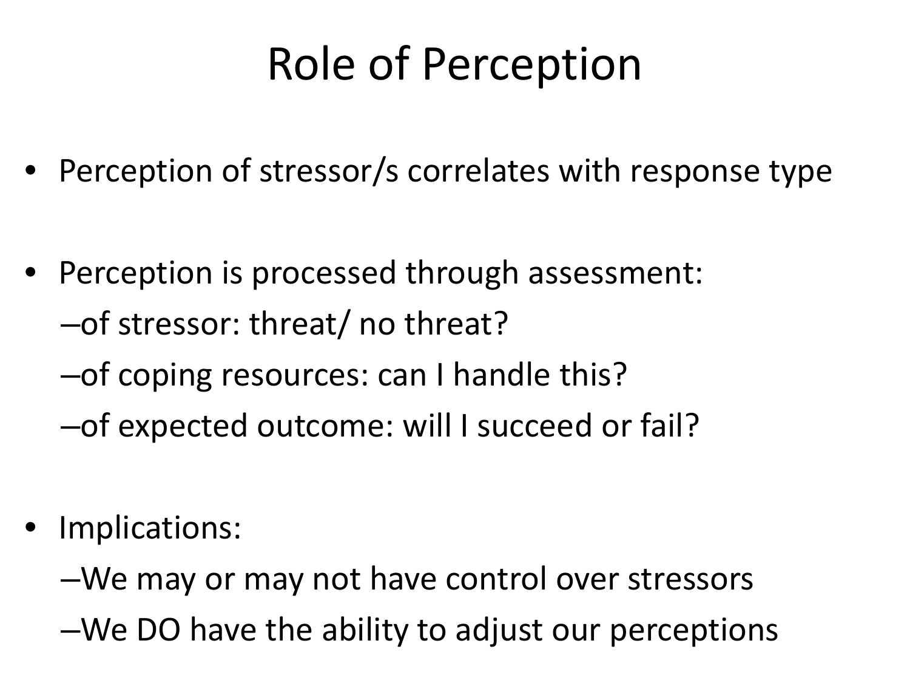# Role of Perception

- Perception of stressor/s correlates with response type
- Perception is processed through assessment:
  - –of stressor: threat/ no threat?
  - –of coping resources: can I handle this?
  - –of expected outcome: will I succeed or fail?
- Implications:
  - –We may or may not have control over stressors
  - –We DO have the ability to adjust our perceptions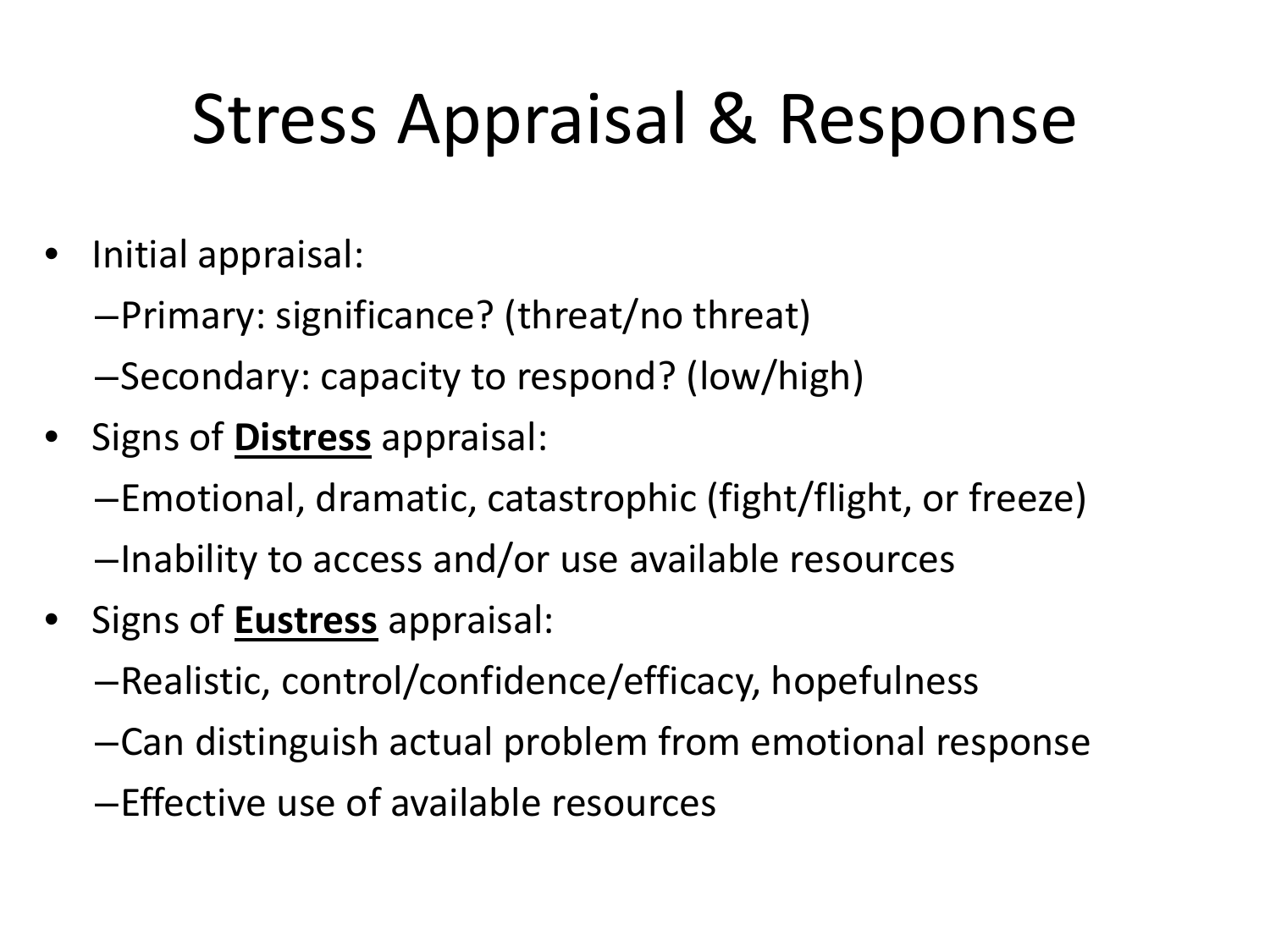# Stress Appraisal & Response

- Initial appraisal:
  - Primary: significance? (threat/no threat)
  - Secondary: capacity to respond? (low/high)
- Signs of **<u>Distress</u>** appraisal:
  - Emotional, dramatic, catastrophic (fight/flight, or freeze)
  - Inability to access and/or use available resources
- Signs of **<u>Eustress</u>** appraisal:
  - Realistic, control/confidence/efficacy, hopefulness
  - Can distinguish actual problem from emotional response
  - Effective use of available resources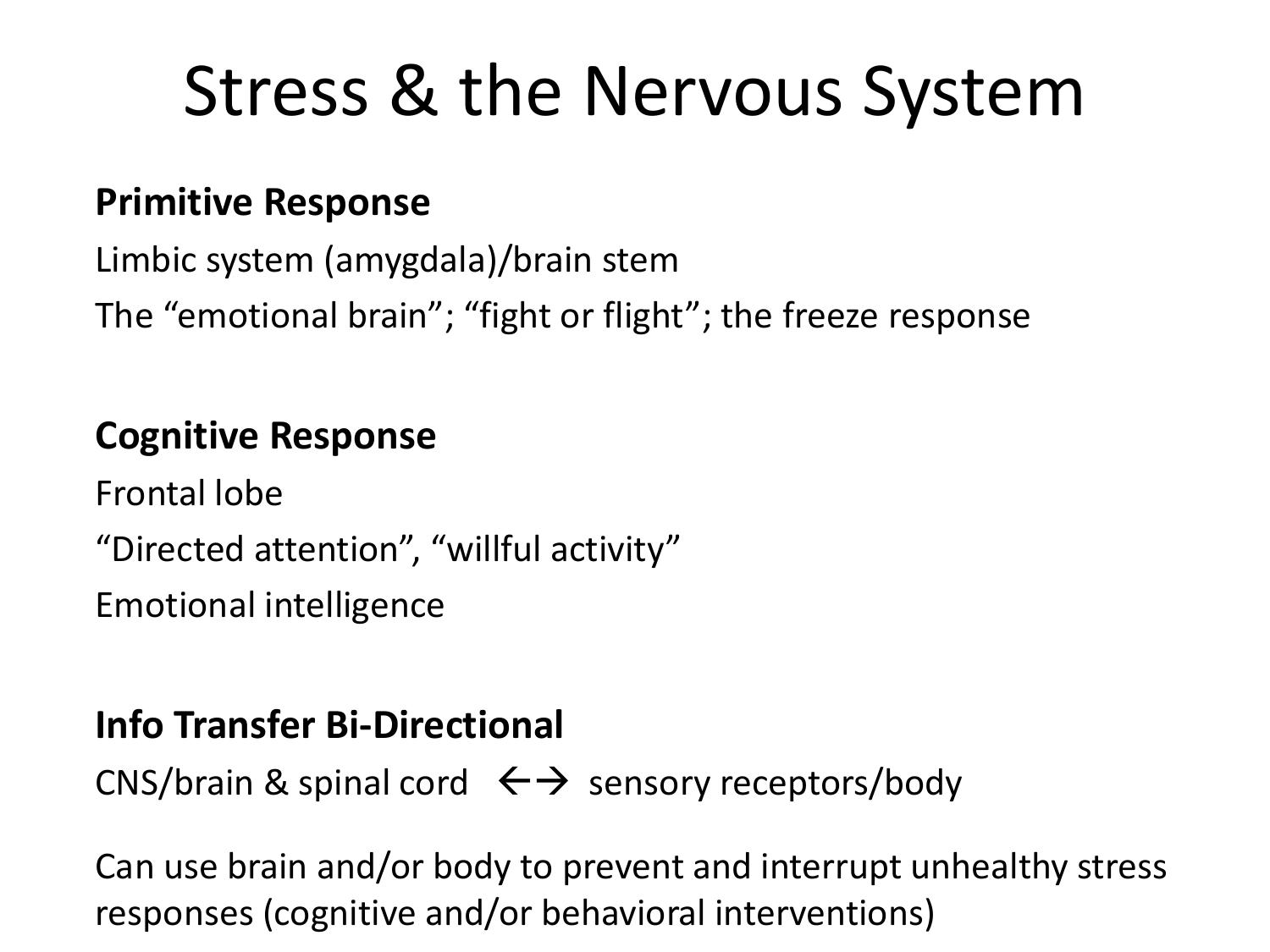# Stress & the Nervous System

**Primitive Response**

Limbic system (amygdala)/brain stem

The “emotional brain”; “fight or flight”; the freeze response

**Cognitive Response**

Frontal lobe

“Directed attention”, “willful activity”

Emotional intelligence

**Info Transfer Bi-Directional**

CNS/brain & spinal cord ←→ sensory receptors/body

Can use brain and/or body to prevent and interrupt unhealthy stress responses (cognitive and/or behavioral interventions)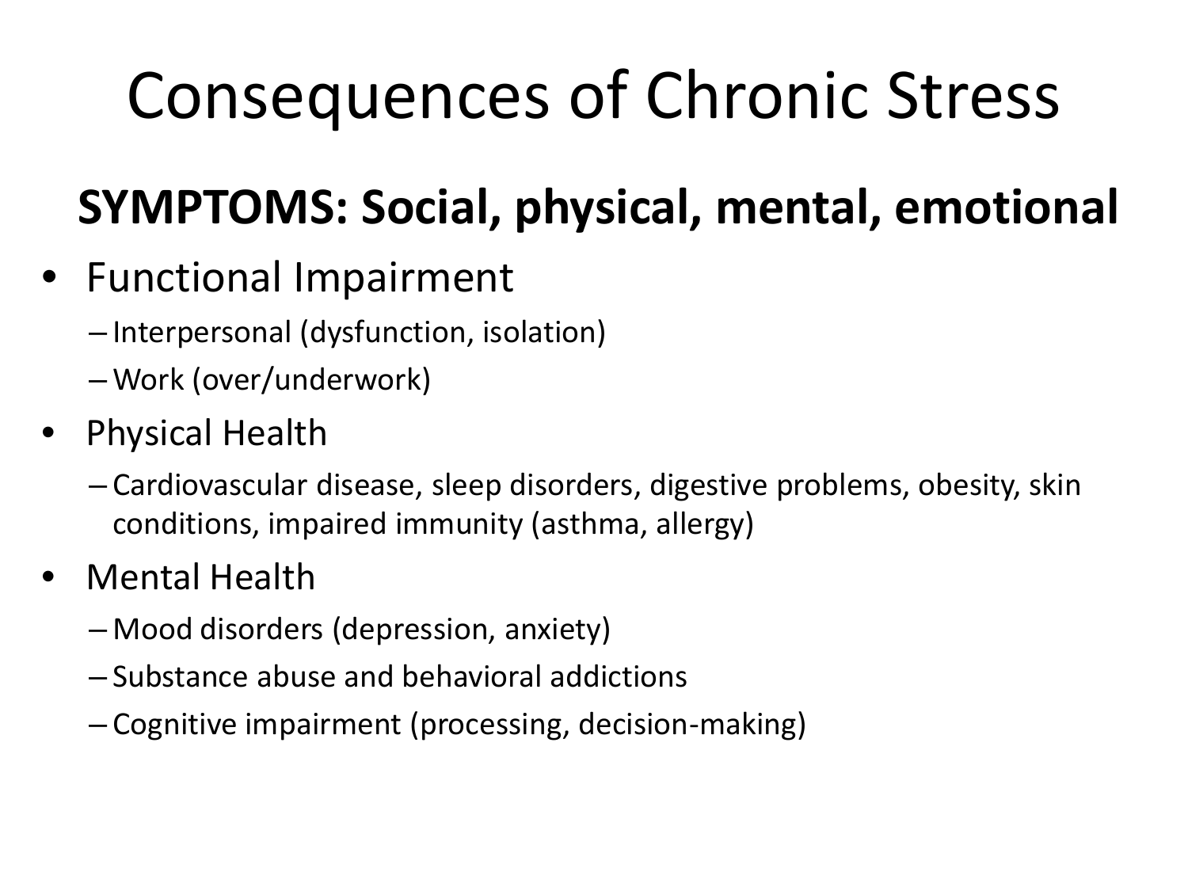# Consequences of Chronic Stress

## SYMPTOMS: Social, physical, mental, emotional

- Functional Impairment
  - Interpersonal (dysfunction, isolation)
  - Work (over/underwork)
- Physical Health
  - Cardiovascular disease, sleep disorders, digestive problems, obesity, skin conditions, impaired immunity (asthma, allergy)
- Mental Health
  - Mood disorders (depression, anxiety)
  - Substance abuse and behavioral addictions
  - Cognitive impairment (processing, decision-making)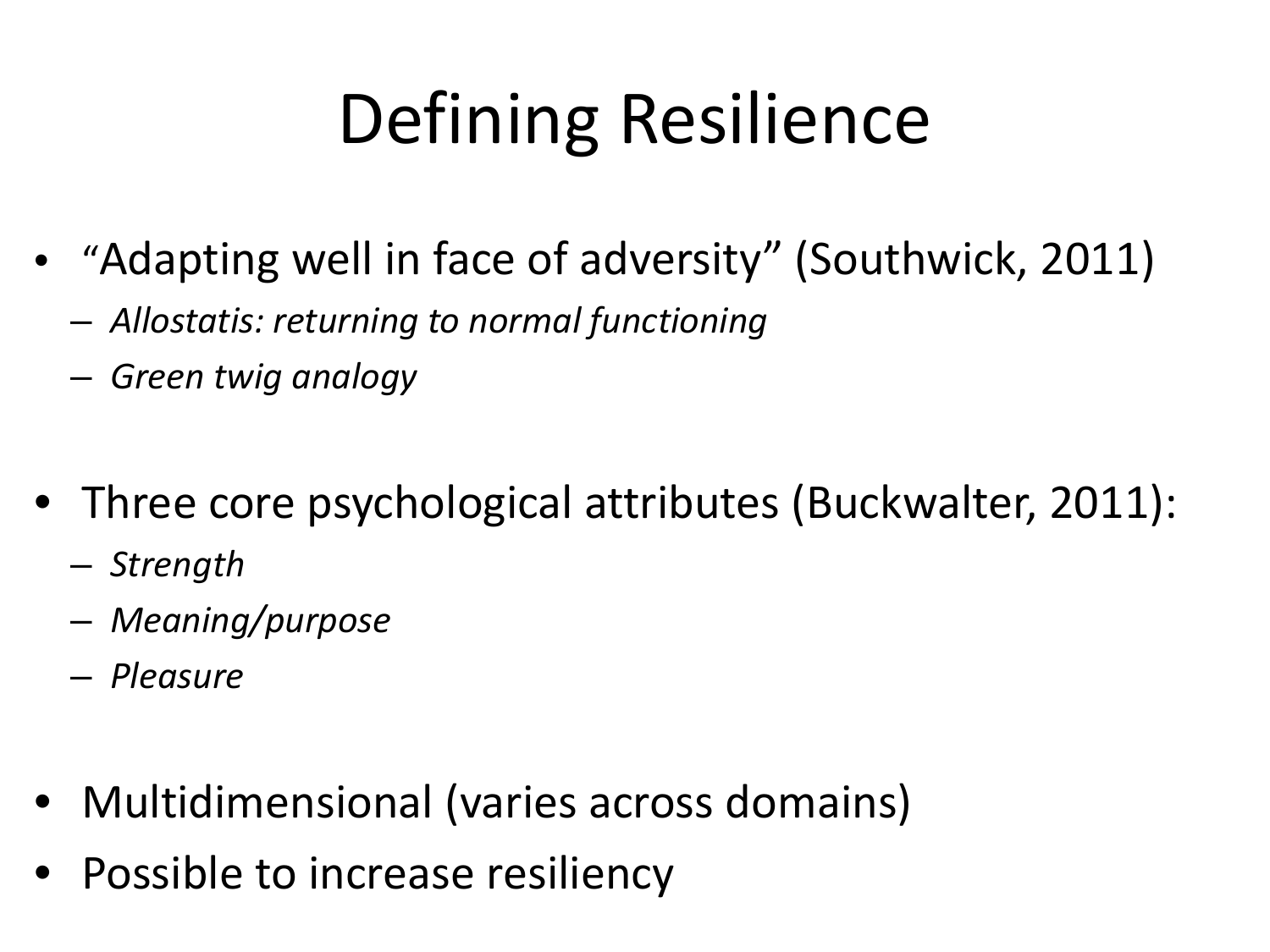# Defining Resilience

- "Adapting well in face of adversity" (Southwick, 2011)
  - *Allostatis: returning to normal functioning*
  - *Green twig analogy*

- Three core psychological attributes (Buckwalter, 2011):
  - *Strength*
  - *Meaning/purpose*
  - *Pleasure*

- Multidimensional (varies across domains)
- Possible to increase resiliency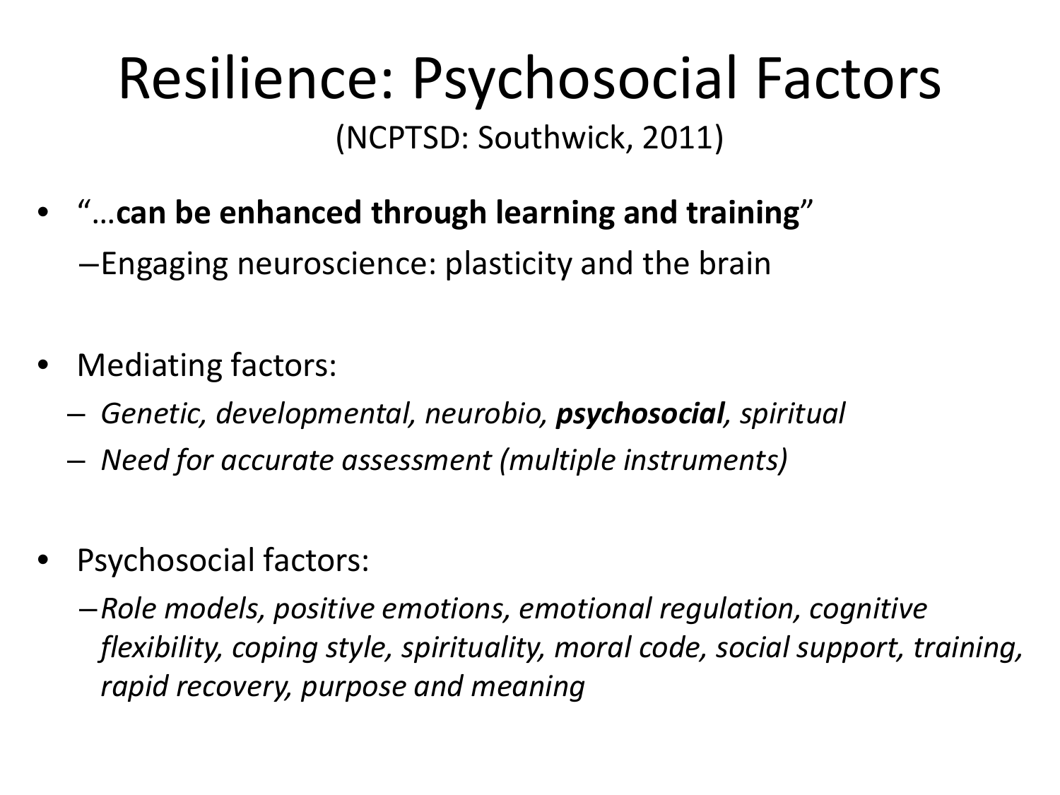# Resilience: Psychosocial Factors

(NCPTSD: Southwick, 2011)

- "…**can be enhanced through learning and training**"
  - Engaging neuroscience: plasticity and the brain

- Mediating factors:
  - *Genetic, developmental, neurobio,* ***psychosocial****, spiritual*
  - *Need for accurate assessment (multiple instruments)*

- Psychosocial factors:
  - *Role models, positive emotions, emotional regulation, cognitive flexibility, coping style, spirituality, moral code, social support, training, rapid recovery, purpose and meaning*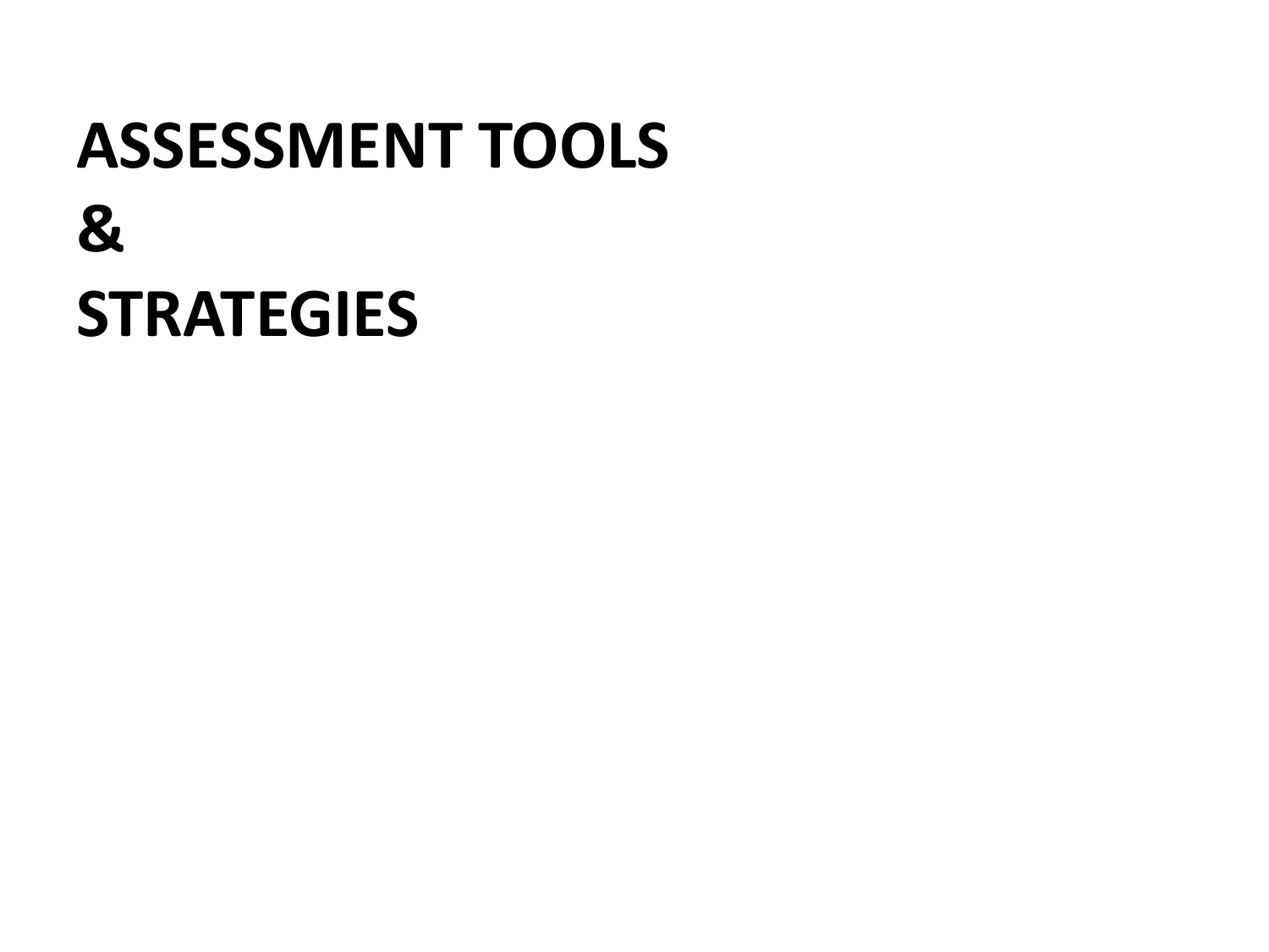# ASSESSMENT TOOLS
# &
# STRATEGIES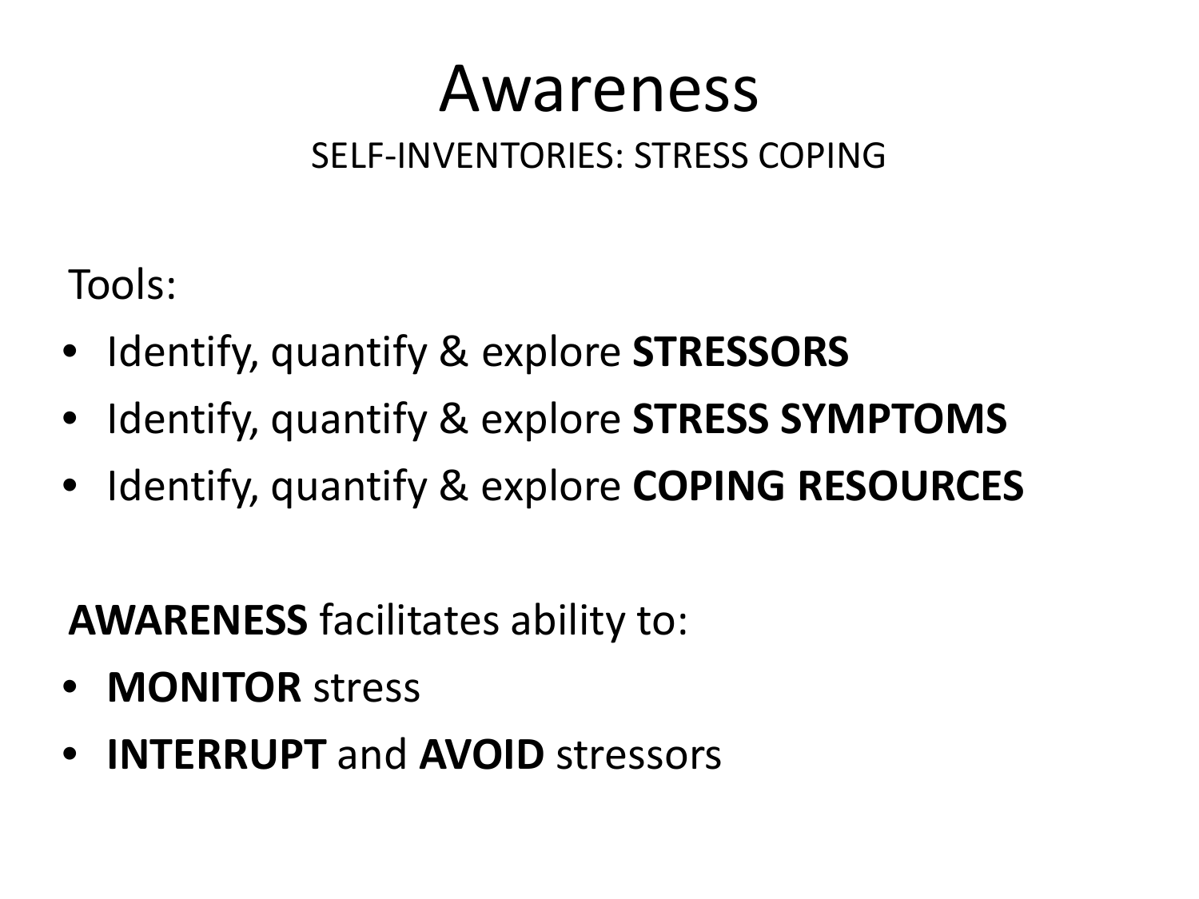# Awareness

SELF-INVENTORIES: STRESS COPING

Tools:

- Identify, quantify & explore **STRESSORS**
- Identify, quantify & explore **STRESS SYMPTOMS**
- Identify, quantify & explore **COPING RESOURCES**

**AWARENESS** facilitates ability to:

- **MONITOR** stress
- **INTERRUPT** and **AVOID** stressors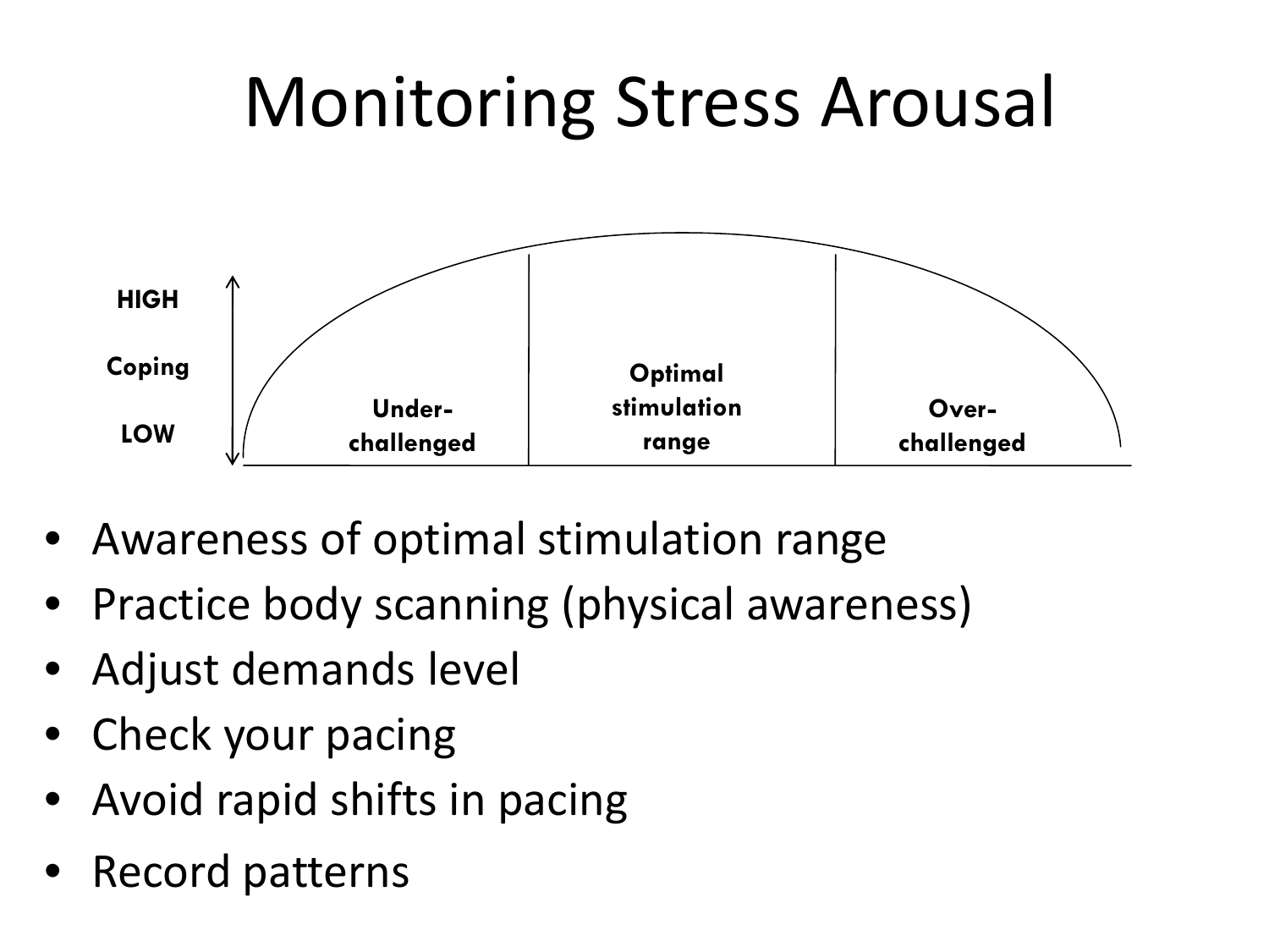# Monitoring Stress Arousal

HIGH

Coping

LOW

Under-challenged | Optimal stimulation range | Over-challenged

- Awareness of optimal stimulation range
- Practice body scanning (physical awareness)
- Adjust demands level
- Check your pacing
- Avoid rapid shifts in pacing
- Record patterns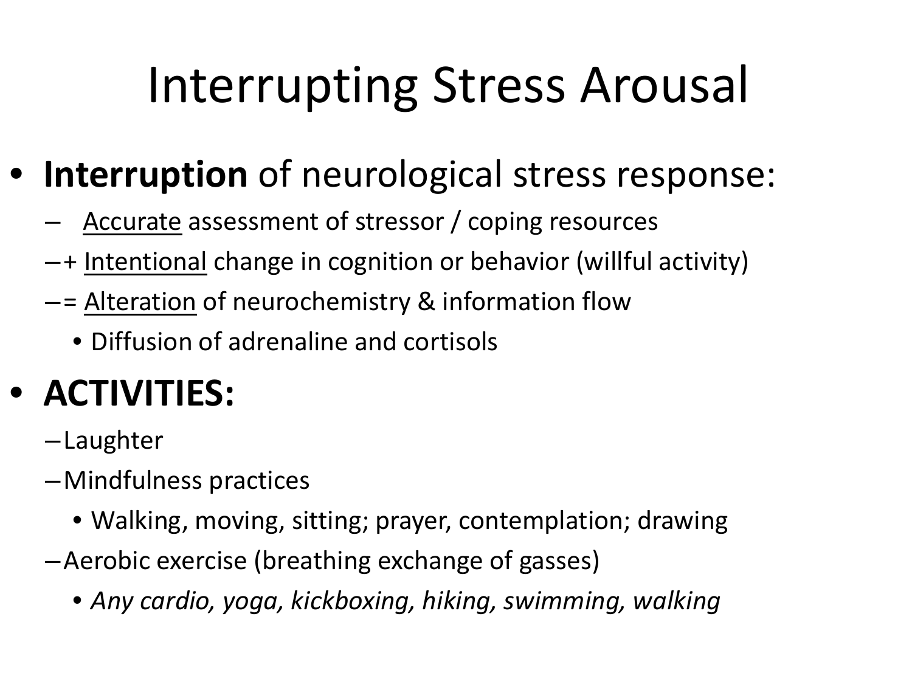# Interrupting Stress Arousal

- **Interruption** of neurological stress response:
  - Accurate assessment of stressor / coping resources
  - + Intentional change in cognition or behavior (willful activity)
  - = Alteration of neurochemistry & information flow
    - Diffusion of adrenaline and cortisols
- **ACTIVITIES:**
  - Laughter
  - Mindfulness practices
    - Walking, moving, sitting; prayer, contemplation; drawing
  - Aerobic exercise (breathing exchange of gasses)
    - *Any cardio, yoga, kickboxing, hiking, swimming, walking*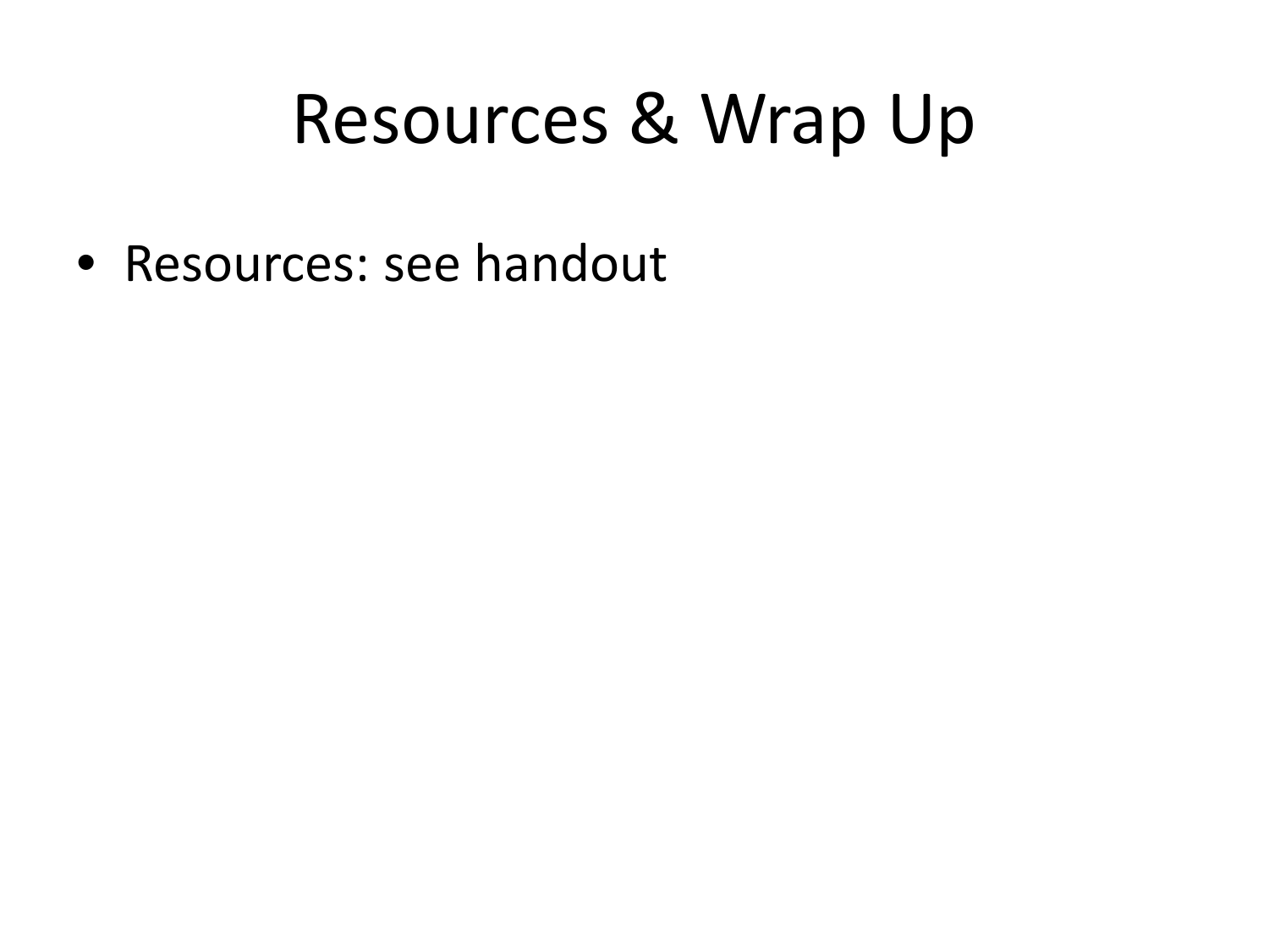# Resources & Wrap Up

- Resources: see handout